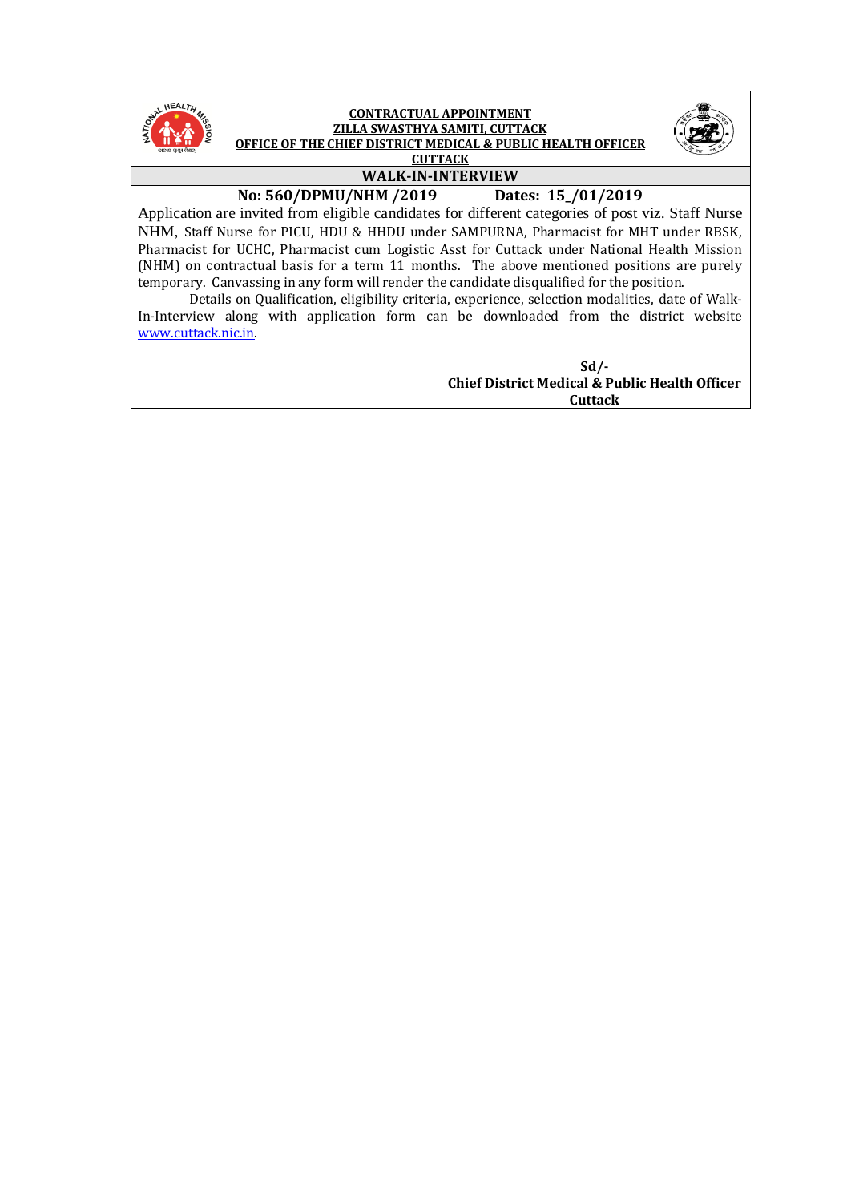**CONTRACTUAL APPOINTMENT**
**ZILLA SWASTHYA SAMITI, CUTTACK**
**OFFICE OF THE CHIEF DISTRICT MEDICAL & PUBLIC HEALTH OFFICER**
**CUTTACK**

## WALK-IN-INTERVIEW

**No: 560/DPMU/NHM /2019** **Dates: 15_/01/2019**

Application are invited from eligible candidates for different categories of post viz. Staff Nurse NHM, Staff Nurse for PICU, HDU & HHDU under SAMPURNA, Pharmacist for MHT under RBSK, Pharmacist for UCHC, Pharmacist cum Logistic Asst for Cuttack under National Health Mission (NHM) on contractual basis for a term 11 months. The above mentioned positions are purely temporary. Canvassing in any form will render the candidate disqualified for the position.

Details on Qualification, eligibility criteria, experience, selection modalities, date of Walk-In-Interview along with application form can be downloaded from the district website www.cuttack.nic.in.

**Sd/-**
**Chief District Medical & Public Health Officer**
**Cuttack**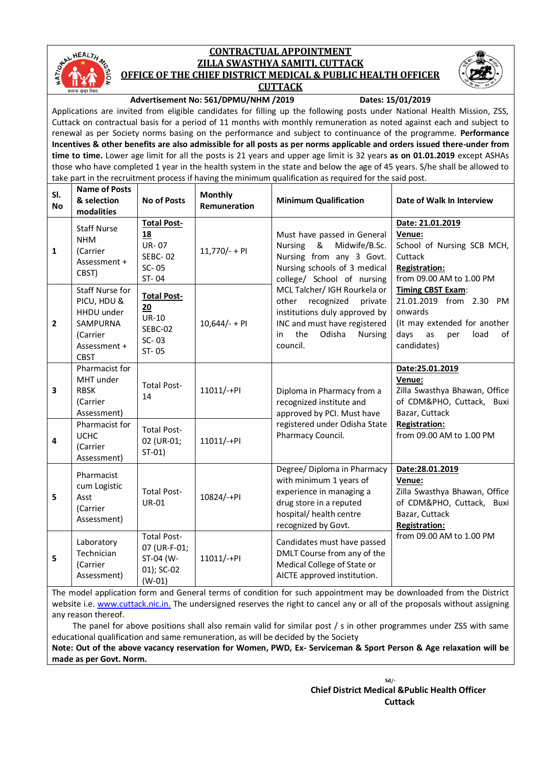# CONTRACTUAL APPOINTMENT
## ZILLA SWASTHYA SAMITI, CUTTACK
## OFFICE OF THE CHIEF DISTRICT MEDICAL & PUBLIC HEALTH OFFICER CUTTACK

**Advertisement No: 561/DPMU/NHM /2019** **Dates: 15/01/2019**

Applications are invited from eligible candidates for filling up the following posts under National Health Mission, ZSS, Cuttack on contractual basis for a period of 11 months with monthly remuneration as noted against each and subject to renewal as per Society norms basing on the performance and subject to continuance of the programme. **Performance Incentives & other benefits are also admissible for all posts as per norms applicable and orders issued there-under from time to time.** Lower age limit for all the posts is 21 years and upper age limit is 32 years **as on 01.01.2019** except ASHAs those who have completed 1 year in the health system in the state and below the age of 45 years. S/he shall be allowed to take part in the recruitment process if having the minimum qualification as required for the said post.

| Sl. No | Name of Posts & selection modalities | No of Posts | Monthly Remuneration | Minimum Qualification | Date of Walk In Interview |
|---|---|---|---|---|---|
| 1 | Staff Nurse NHM (Carrier Assessment + CBST) | **Total Post- 18** UR- 07 SEBC- 02 SC- 05 ST- 04 | 11,770/- + PI | Must have passed in General Nursing & Midwife/B.Sc. Nursing from any 3 Govt. Nursing schools of 3 medical college/ School of nursing MCL Talcher/ IGH Rourkela or other recognized private institutions duly approved by INC and must have registered in the Odisha Nursing council. | **Date: 21.01.2019** **Venue:** School of Nursing SCB MCH, Cuttack **Registration:** from 09.00 AM to 1.00 PM **Timing CBST Exam**: 21.01.2019 from 2.30 PM onwards (It may extended for another days as per load of candidates) |
| 2 | Staff Nurse for PICU, HDU & HHDU under SAMPURNA (Carrier Assessment + CBST | **Total Post- 20** UR-10 SEBC-02 SC- 03 ST- 05 | 10,644/- + PI | | |
| 3 | Pharmacist for MHT under RBSK (Carrier Assessment) | Total Post- 14 | 11011/-+PI | Diploma in Pharmacy from a recognized institute and approved by PCI. Must have registered under Odisha State Pharmacy Council. | **Date:25.01.2019** **Venue:** Zilla Swasthya Bhawan, Office of CDM&PHO, Cuttack, Buxi Bazar, Cuttack **Registration:** from 09.00 AM to 1.00 PM |
| 4 | Pharmacist for UCHC (Carrier Assessment) | Total Post- 02 (UR-01; ST-01) | 11011/-+PI | | |
| 5 | Pharmacist cum Logistic Asst (Carrier Assessment) | Total Post- UR-01 | 10824/-+PI | Degree/ Diploma in Pharmacy with minimum 1 years of experience in managing a drug store in a reputed hospital/ health centre recognized by Govt. | **Date:28.01.2019** **Venue:** Zilla Swasthya Bhawan, Office of CDM&PHO, Cuttack, Buxi Bazar, Cuttack **Registration:** from 09.00 AM to 1.00 PM |
| 5 | Laboratory Technician (Carrier Assessment) | Total Post- 07 (UR-F-01; ST-04 (W-01); SC-02 (W-01) | 11011/-+PI | Candidates must have passed DMLT Course from any of the Medical College of State or AICTE approved institution. | |

The model application form and General terms of condition for such appointment may be downloaded from the District website i.e. www.cuttack.nic.in. The undersigned reserves the right to cancel any or all of the proposals without assigning any reason thereof.

The panel for above positions shall also remain valid for similar post / s in other programmes under ZSS with same educational qualification and same remuneration, as will be decided by the Society

**Note: Out of the above vacancy reservation for Women, PWD, Ex- Serviceman & Sport Person & Age relaxation will be made as per Govt. Norm.**

Sd/-

**Chief District Medical &Public Health Officer**
**Cuttack**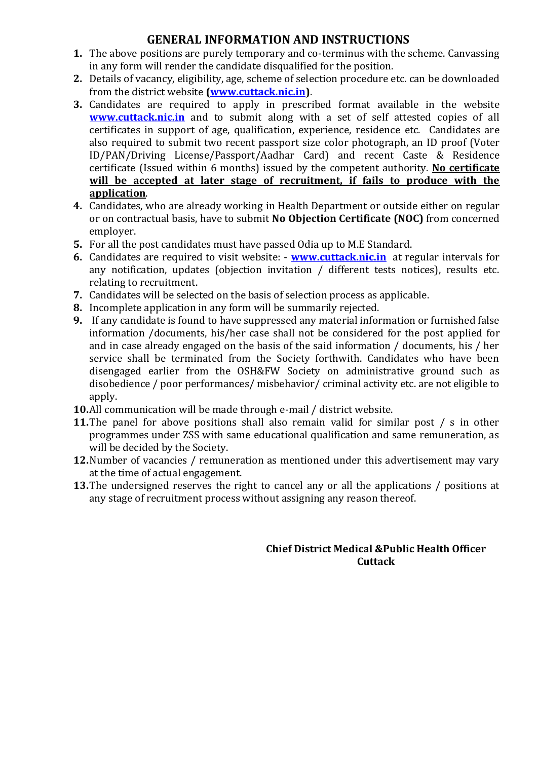## GENERAL INFORMATION AND INSTRUCTIONS

1. The above positions are purely temporary and co-terminus with the scheme. Canvassing in any form will render the candidate disqualified for the position.
2. Details of vacancy, eligibility, age, scheme of selection procedure etc. can be downloaded from the district website **(www.cuttack.nic.in)**.
3. Candidates are required to apply in prescribed format available in the website **www.cuttack.nic.in** and to submit along with a set of self attested copies of all certificates in support of age, qualification, experience, residence etc. Candidates are also required to submit two recent passport size color photograph, an ID proof (Voter ID/PAN/Driving License/Passport/Aadhar Card) and recent Caste & Residence certificate (Issued within 6 months) issued by the competent authority. **No certificate will be accepted at later stage of recruitment, if fails to produce with the application**.
4. Candidates, who are already working in Health Department or outside either on regular or on contractual basis, have to submit **No Objection Certificate (NOC)** from concerned employer.
5. For all the post candidates must have passed Odia up to M.E Standard.
6. Candidates are required to visit website: - **www.cuttack.nic.in** at regular intervals for any notification, updates (objection invitation / different tests notices), results etc. relating to recruitment.
7. Candidates will be selected on the basis of selection process as applicable.
8. Incomplete application in any form will be summarily rejected.
9. If any candidate is found to have suppressed any material information or furnished false information /documents, his/her case shall not be considered for the post applied for and in case already engaged on the basis of the said information / documents, his / her service shall be terminated from the Society forthwith. Candidates who have been disengaged earlier from the OSH&FW Society on administrative ground such as disobedience / poor performances/ misbehavior/ criminal activity etc. are not eligible to apply.
10. All communication will be made through e-mail / district website.
11. The panel for above positions shall also remain valid for similar post / s in other programmes under ZSS with same educational qualification and same remuneration, as will be decided by the Society.
12. Number of vacancies / remuneration as mentioned under this advertisement may vary at the time of actual engagement.
13. The undersigned reserves the right to cancel any or all the applications / positions at any stage of recruitment process without assigning any reason thereof.

**Chief District Medical &Public Health Officer**
**Cuttack**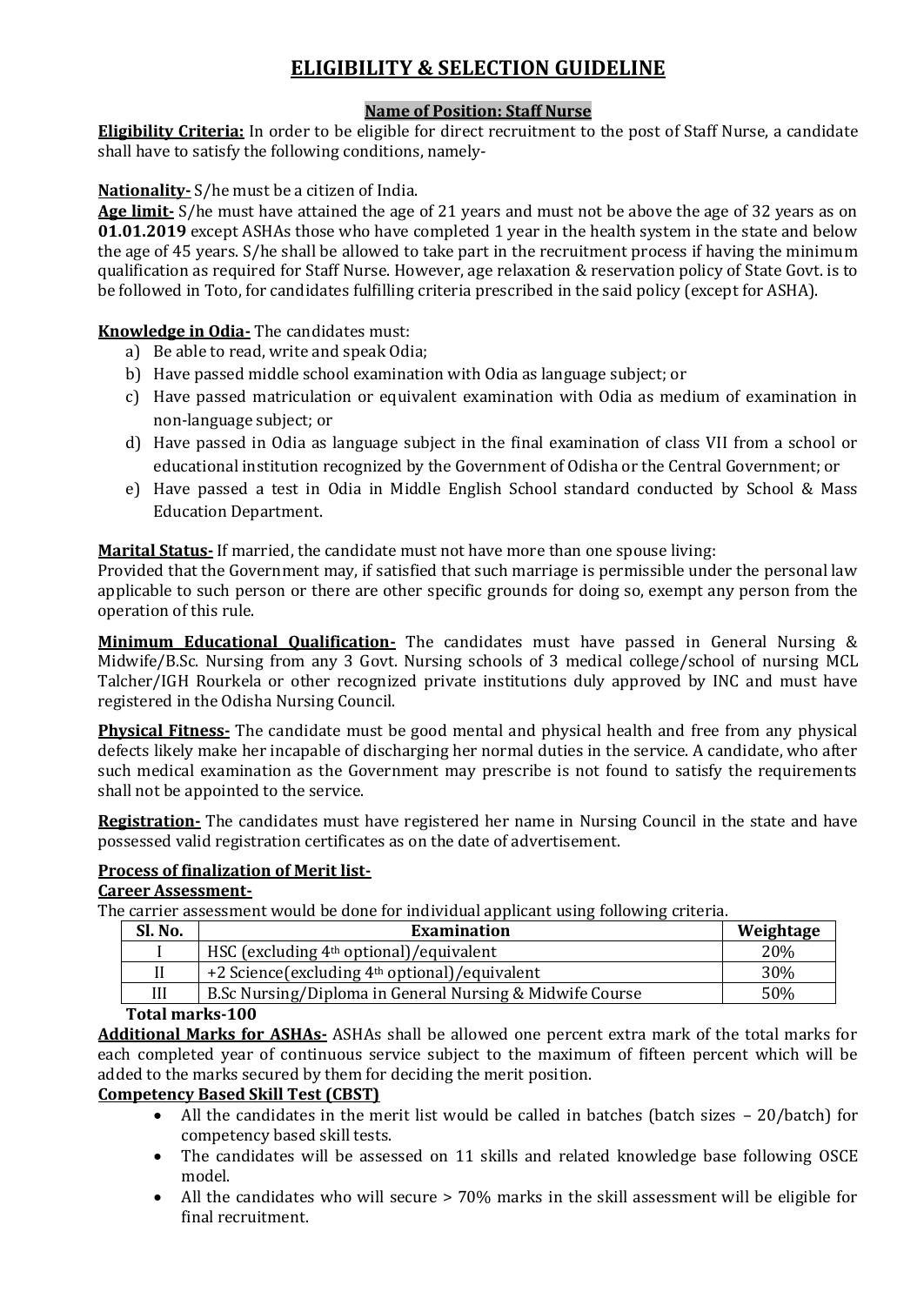# ELIGIBILITY & SELECTION GUIDELINE

**Name of Position: Staff Nurse**

**Eligibility Criteria:** In order to be eligible for direct recruitment to the post of Staff Nurse, a candidate shall have to satisfy the following conditions, namely-

**Nationality-** S/he must be a citizen of India.

**Age limit-** S/he must have attained the age of 21 years and must not be above the age of 32 years as on **01.01.2019** except ASHAs those who have completed 1 year in the health system in the state and below the age of 45 years. S/he shall be allowed to take part in the recruitment process if having the minimum qualification as required for Staff Nurse. However, age relaxation & reservation policy of State Govt. is to be followed in Toto, for candidates fulfilling criteria prescribed in the said policy (except for ASHA).

**Knowledge in Odia-** The candidates must:

a) Be able to read, write and speak Odia;
b) Have passed middle school examination with Odia as language subject; or
c) Have passed matriculation or equivalent examination with Odia as medium of examination in non-language subject; or
d) Have passed in Odia as language subject in the final examination of class VII from a school or educational institution recognized by the Government of Odisha or the Central Government; or
e) Have passed a test in Odia in Middle English School standard conducted by School & Mass Education Department.

**Marital Status-** If married, the candidate must not have more than one spouse living:

Provided that the Government may, if satisfied that such marriage is permissible under the personal law applicable to such person or there are other specific grounds for doing so, exempt any person from the operation of this rule.

**Minimum Educational Qualification-** The candidates must have passed in General Nursing & Midwife/B.Sc. Nursing from any 3 Govt. Nursing schools of 3 medical college/school of nursing MCL Talcher/IGH Rourkela or other recognized private institutions duly approved by INC and must have registered in the Odisha Nursing Council.

**Physical Fitness-** The candidate must be good mental and physical health and free from any physical defects likely make her incapable of discharging her normal duties in the service. A candidate, who after such medical examination as the Government may prescribe is not found to satisfy the requirements shall not be appointed to the service.

**Registration-** The candidates must have registered her name in Nursing Council in the state and have possessed valid registration certificates as on the date of advertisement.

**Process of finalization of Merit list-**

**Career Assessment-**

The carrier assessment would be done for individual applicant using following criteria.

| Sl. No. | Examination | Weightage |
|---|---|---|
| I | HSC (excluding 4th optional)/equivalent | 20% |
| II | +2 Science(excluding 4th optional)/equivalent | 30% |
| III | B.Sc Nursing/Diploma in General Nursing & Midwife Course | 50% |

**Total marks-100**

**Additional Marks for ASHAs-** ASHAs shall be allowed one percent extra mark of the total marks for each completed year of continuous service subject to the maximum of fifteen percent which will be added to the marks secured by them for deciding the merit position.

**Competency Based Skill Test (CBST)**

- All the candidates in the merit list would be called in batches (batch sizes – 20/batch) for competency based skill tests.
- The candidates will be assessed on 11 skills and related knowledge base following OSCE model.
- All the candidates who will secure > 70% marks in the skill assessment will be eligible for final recruitment.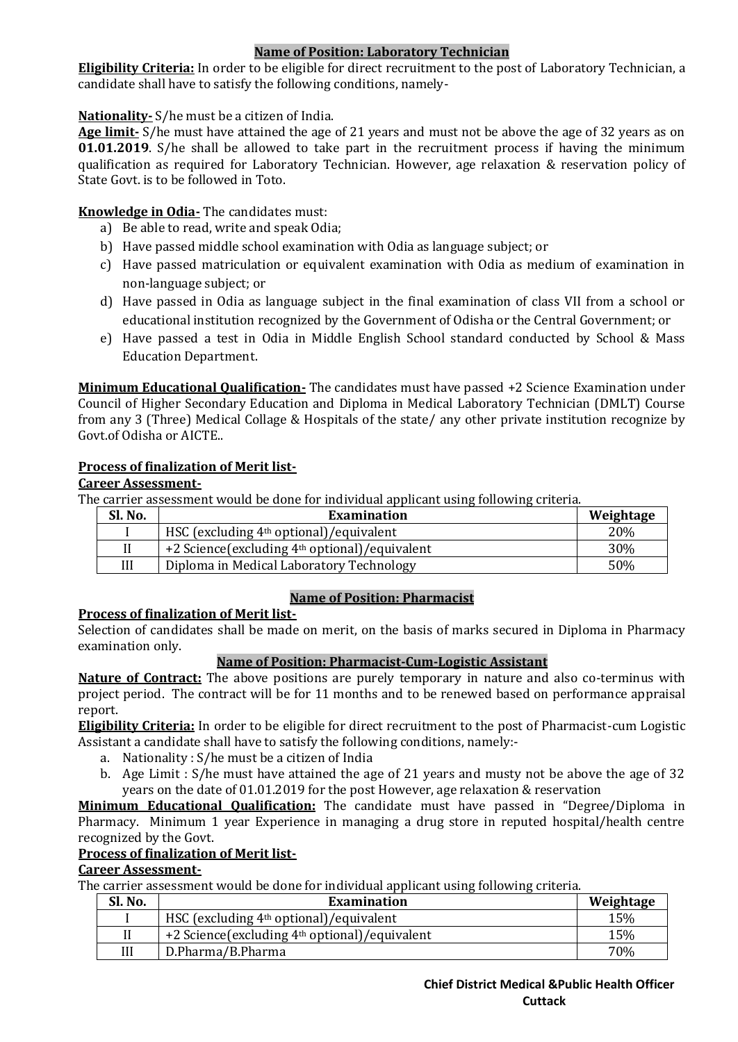## Name of Position: Laboratory Technician

**Eligibility Criteria:** In order to be eligible for direct recruitment to the post of Laboratory Technician, a candidate shall have to satisfy the following conditions, namely-

**Nationality-** S/he must be a citizen of India.

**Age limit-** S/he must have attained the age of 21 years and must not be above the age of 32 years as on **01.01.2019**. S/he shall be allowed to take part in the recruitment process if having the minimum qualification as required for Laboratory Technician. However, age relaxation & reservation policy of State Govt. is to be followed in Toto.

**Knowledge in Odia-** The candidates must:

a) Be able to read, write and speak Odia;
b) Have passed middle school examination with Odia as language subject; or
c) Have passed matriculation or equivalent examination with Odia as medium of examination in non-language subject; or
d) Have passed in Odia as language subject in the final examination of class VII from a school or educational institution recognized by the Government of Odisha or the Central Government; or
e) Have passed a test in Odia in Middle English School standard conducted by School & Mass Education Department.

**Minimum Educational Qualification-** The candidates must have passed +2 Science Examination under Council of Higher Secondary Education and Diploma in Medical Laboratory Technician (DMLT) Course from any 3 (Three) Medical Collage & Hospitals of the state/ any other private institution recognize by Govt.of Odisha or AICTE..

**Process of finalization of Merit list-**

**Career Assessment-**

The carrier assessment would be done for individual applicant using following criteria.

| Sl. No. | Examination | Weightage |
|---|---|---|
| I | HSC (excluding 4th optional)/equivalent | 20% |
| II | +2 Science(excluding 4th optional)/equivalent | 30% |
| III | Diploma in Medical Laboratory Technology | 50% |

## Name of Position: Pharmacist

**Process of finalization of Merit list-**

Selection of candidates shall be made on merit, on the basis of marks secured in Diploma in Pharmacy examination only.

## Name of Position: Pharmacist-Cum-Logistic Assistant

**Nature of Contract:** The above positions are purely temporary in nature and also co-terminus with project period. The contract will be for 11 months and to be renewed based on performance appraisal report.

**Eligibility Criteria:** In order to be eligible for direct recruitment to the post of Pharmacist-cum Logistic Assistant a candidate shall have to satisfy the following conditions, namely:-

a. Nationality : S/he must be a citizen of India
b. Age Limit : S/he must have attained the age of 21 years and musty not be above the age of 32 years on the date of 01.01.2019 for the post However, age relaxation & reservation

**Minimum Educational Qualification:** The candidate must have passed in "Degree/Diploma in Pharmacy. Minimum 1 year Experience in managing a drug store in reputed hospital/health centre recognized by the Govt.

**Process of finalization of Merit list-**

**Career Assessment-**

The carrier assessment would be done for individual applicant using following criteria.

| Sl. No. | Examination | Weightage |
|---|---|---|
| I | HSC (excluding 4th optional)/equivalent | 15% |
| II | +2 Science(excluding 4th optional)/equivalent | 15% |
| III | D.Pharma/B.Pharma | 70% |

**Chief District Medical &Public Health Officer**
**Cuttack**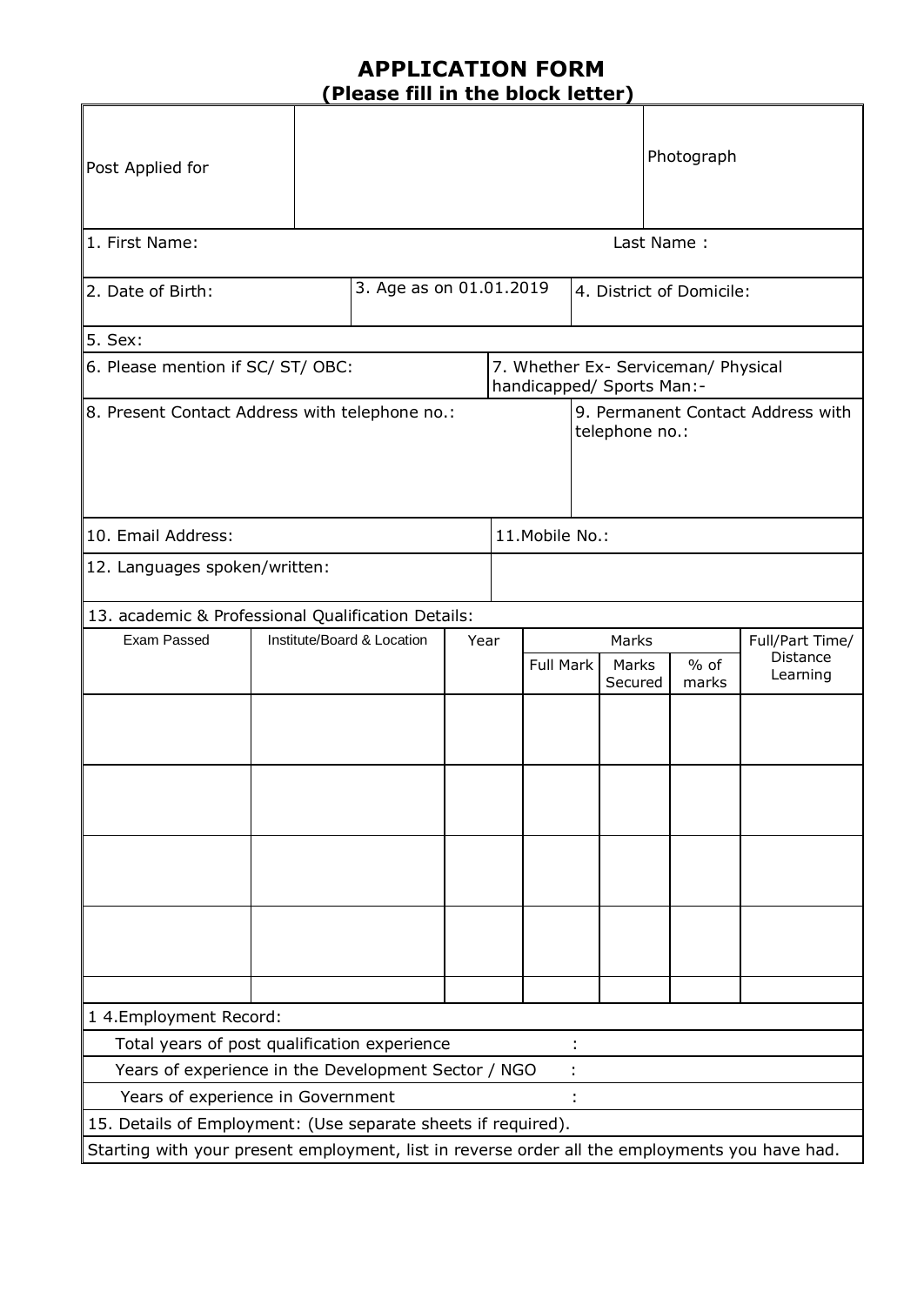# APPLICATION FORM
## (Please fill in the block letter)

| Post Applied for | | Photograph |
|---|---|---|

1. First Name: Last Name :

| 2. Date of Birth: | 3. Age as on 01.01.2019 | 4. District of Domicile: |
|---|---|---|

5. Sex:

| 6. Please mention if SC/ ST/ OBC: | 7. Whether Ex- Serviceman/ Physical handicapped/ Sports Man:- |
|---|---|

| 8. Present Contact Address with telephone no.: | 9. Permanent Contact Address with telephone no.: |
|---|---|

| 10. Email Address: | 11.Mobile No.: |
|---|---|
| 12. Languages spoken/written: | |

13. academic & Professional Qualification Details:

| Exam Passed | Institute/Board & Location | Year | Marks | | | Full/Part Time/ Distance Learning |
|---|---|---|---|---|---|---|
| | | | Full Mark | Marks Secured | % of marks | |
| | | | | | | |
| | | | | | | |
| | | | | | | |
| | | | | | | |
| | | | | | | |

1 4.Employment Record:

Total years of post qualification experience :

Years of experience in the Development Sector / NGO :

Years of experience in Government :

15. Details of Employment: (Use separate sheets if required).

Starting with your present employment, list in reverse order all the employments you have had.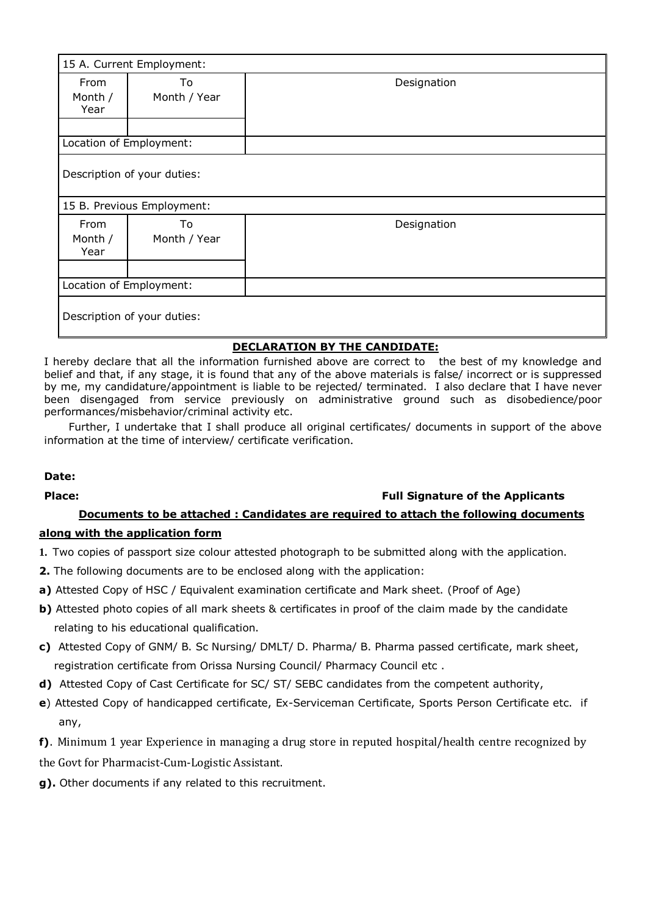| 15 A. Current Employment: | | |
|---|---|---|
| From Month / Year | To Month / Year | Designation |
| | | |
| Location of Employment: | | |
| Description of your duties: | | |
| 15 B. Previous Employment: | | |
| From Month / Year | To Month / Year | Designation |
| | | |
| Location of Employment: | | |
| Description of your duties: | | |

**DECLARATION BY THE CANDIDATE:**

I hereby declare that all the information furnished above are correct to the best of my knowledge and belief and that, if any stage, it is found that any of the above materials is false/ incorrect or is suppressed by me, my candidature/appointment is liable to be rejected/ terminated. I also declare that I have never been disengaged from service previously on administrative ground such as disobedience/poor performances/misbehavior/criminal activity etc.

Further, I undertake that I shall produce all original certificates/ documents in support of the above information at the time of interview/ certificate verification.

**Date:**

**Place:** **Full Signature of the Applicants**

**Documents to be attached : Candidates are required to attach the following documents along with the application form**

1. Two copies of passport size colour attested photograph to be submitted along with the application.

**2.** The following documents are to be enclosed along with the application:

**a)** Attested Copy of HSC / Equivalent examination certificate and Mark sheet. (Proof of Age)

**b)** Attested photo copies of all mark sheets & certificates in proof of the claim made by the candidate relating to his educational qualification.

**c)** Attested Copy of GNM/ B. Sc Nursing/ DMLT/ D. Pharma/ B. Pharma passed certificate, mark sheet, registration certificate from Orissa Nursing Council/ Pharmacy Council etc .

**d)** Attested Copy of Cast Certificate for SC/ ST/ SEBC candidates from the competent authority,

**e**) Attested Copy of handicapped certificate, Ex-Serviceman Certificate, Sports Person Certificate etc. if any,

**f)**. Minimum 1 year Experience in managing a drug store in reputed hospital/health centre recognized by the Govt for Pharmacist-Cum-Logistic Assistant.

**g).** Other documents if any related to this recruitment.